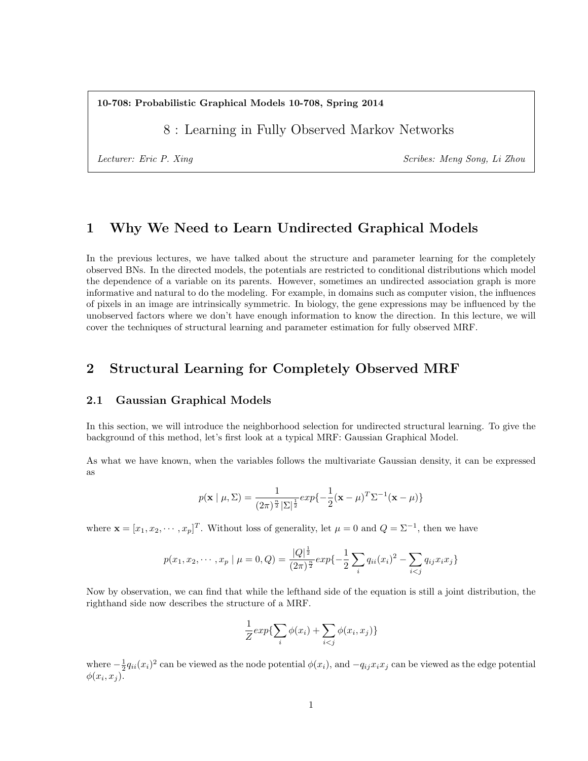**10-708: Probabilistic Graphical Models 10-708, Spring 2014**

# 8 : Learning in Fully Observed Markov Networks

*Lecturer: Eric P. Xing* *Scribes: Meng Song, Li Zhou*

## 1 Why We Need to Learn Undirected Graphical Models

In the previous lectures, we have talked about the structure and parameter learning for the completely observed BNs. In the directed models, the potentials are restricted to conditional distributions which model the dependence of a variable on its parents. However, sometimes an undirected association graph is more informative and natural to do the modeling. For example, in domains such as computer vision, the influences of pixels in an image are intrinsically symmetric. In biology, the gene expressions may be influenced by the unobserved factors where we don't have enough information to know the direction. In this lecture, we will cover the techniques of structural learning and parameter estimation for fully observed MRF.

## 2 Structural Learning for Completely Observed MRF

### 2.1 Gaussian Graphical Models

In this section, we will introduce the neighborhood selection for undirected structural learning. To give the background of this method, let's first look at a typical MRF: Gaussian Graphical Model.

As what we have known, when the variables follows the multivariate Gaussian density, it can be expressed as

$$p(\mathbf{x} \mid \mu, \Sigma) = \frac{1}{(2\pi)^{\frac{n}{2}} |\Sigma|^{\frac{1}{2}}} exp\{-\frac{1}{2}(\mathbf{x} - \mu)^T \Sigma^{-1} (\mathbf{x} - \mu)\}$$

where $\mathbf{x} = [x_1, x_2, \cdots, x_p]^T$. Without loss of generality, let $\mu = 0$ and $Q = \Sigma^{-1}$, then we have

$$p(x_1, x_2, \cdots, x_p \mid \mu = 0, Q) = \frac{|Q|^{\frac{1}{2}}}{(2\pi)^{\frac{n}{2}}} exp\{-\frac{1}{2}\sum_i q_{ii}(x_i)^2 - \sum_{i<j} q_{ij} x_i x_j\}$$

Now by observation, we can find that while the lefthand side of the equation is still a joint distribution, the righthand side now describes the structure of a MRF.

$$\frac{1}{Z} exp\{\sum_i \phi(x_i) + \sum_{i<j} \phi(x_i, x_j)\}$$

where $-\frac{1}{2}q_{ii}(x_i)^2$ can be viewed as the node potential $\phi(x_i)$, and $-q_{ij}x_i x_j$ can be viewed as the edge potential $\phi(x_i, x_j)$.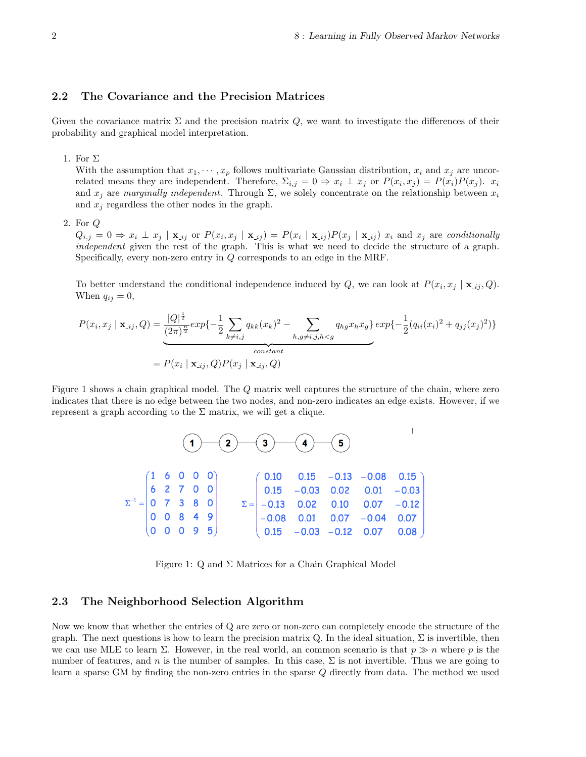## 2.2 The Covariance and the Precision Matrices

Given the covariance matrix $\Sigma$ and the precision matrix $Q$, we want to investigate the differences of their probability and graphical model interpretation.

1. For $\Sigma$

   With the assumption that $x_1, \cdots, x_p$ follows multivariate Gaussian distribution, $x_i$ and $x_j$ are uncorrelated means they are independent. Therefore, $\Sigma_{i,j} = 0 \Rightarrow x_i \perp x_j$ or $P(x_i, x_j) = P(x_i)P(x_j)$. $x_i$ and $x_j$ are *marginally independent*. Through $\Sigma$, we solely concentrate on the relationship between $x_i$ and $x_j$ regardless the other nodes in the graph.

2. For $Q$

   $Q_{i,j} = 0 \Rightarrow x_i \perp x_j \mid \mathbf{x}_{\text{-}ij}$ or $P(x_i, x_j \mid \mathbf{x}_{\text{-}ij}) = P(x_i \mid \mathbf{x}_{\text{-}ij})P(x_j \mid \mathbf{x}_{\text{-}ij})$ $x_i$ and $x_j$ are *conditionally independent* given the rest of the graph. This is what we need to decide the structure of a graph. Specifically, every non-zero entry in $Q$ corresponds to an edge in the MRF.

   To better understand the conditional independence induced by $Q$, we can look at $P(x_i, x_j \mid \mathbf{x}_{\text{-}ij}, Q)$. When $q_{ij} = 0$,

$$P(x_i, x_j \mid \mathbf{x}_{\text{-}ij}, Q) = \underbrace{\frac{|Q|^{\frac{1}{2}}}{(2\pi)^{\frac{n}{2}}} exp\{-\frac{1}{2}\sum_{k \neq i,j} q_{kk}(x_k)^2 - \sum_{h,g \neq i,j, h<g} q_{hg}x_h x_g\}}_{constant} exp\{-\frac{1}{2}(q_{ii}(x_i)^2 + q_{jj}(x_j)^2)\}$$

$$= P(x_i \mid \mathbf{x}_{\text{-}ij}, Q)P(x_j \mid \mathbf{x}_{\text{-}ij}, Q)$$

Figure 1 shows a chain graphical model. The $Q$ matrix well captures the structure of the chain, where zero indicates that there is no edge between the two nodes, and non-zero indicates an edge exists. However, if we represent a graph according to the $\Sigma$ matrix, we will get a clique.

$$\Sigma^{-1} = \begin{pmatrix} 1 & 6 & 0 & 0 & 0 \\ 6 & 2 & 7 & 0 & 0 \\ 0 & 7 & 3 & 8 & 0 \\ 0 & 0 & 8 & 4 & 9 \\ 0 & 0 & 0 & 9 & 5 \end{pmatrix} \qquad \Sigma = \begin{pmatrix} 0.10 & 0.15 & -0.13 & -0.08 & 0.15 \\ 0.15 & -0.03 & 0.02 & 0.01 & -0.03 \\ -0.13 & 0.02 & 0.10 & 0.07 & -0.12 \\ -0.08 & 0.01 & 0.07 & -0.04 & 0.07 \\ 0.15 & -0.03 & -0.12 & 0.07 & 0.08 \end{pmatrix}$$

Figure 1: Q and $\Sigma$ Matrices for a Chain Graphical Model

## 2.3 The Neighborhood Selection Algorithm

Now we know that whether the entries of Q are zero or non-zero can completely encode the structure of the graph. The next questions is how to learn the precision matrix Q. In the ideal situation, $\Sigma$ is invertible, then we can use MLE to learn $\Sigma$. However, in the real world, an common scenario is that $p \gg n$ where $p$ is the number of features, and $n$ is the number of samples. In this case, $\Sigma$ is not invertible. Thus we are going to learn a sparse GM by finding the non-zero entries in the sparse $Q$ directly from data. The method we used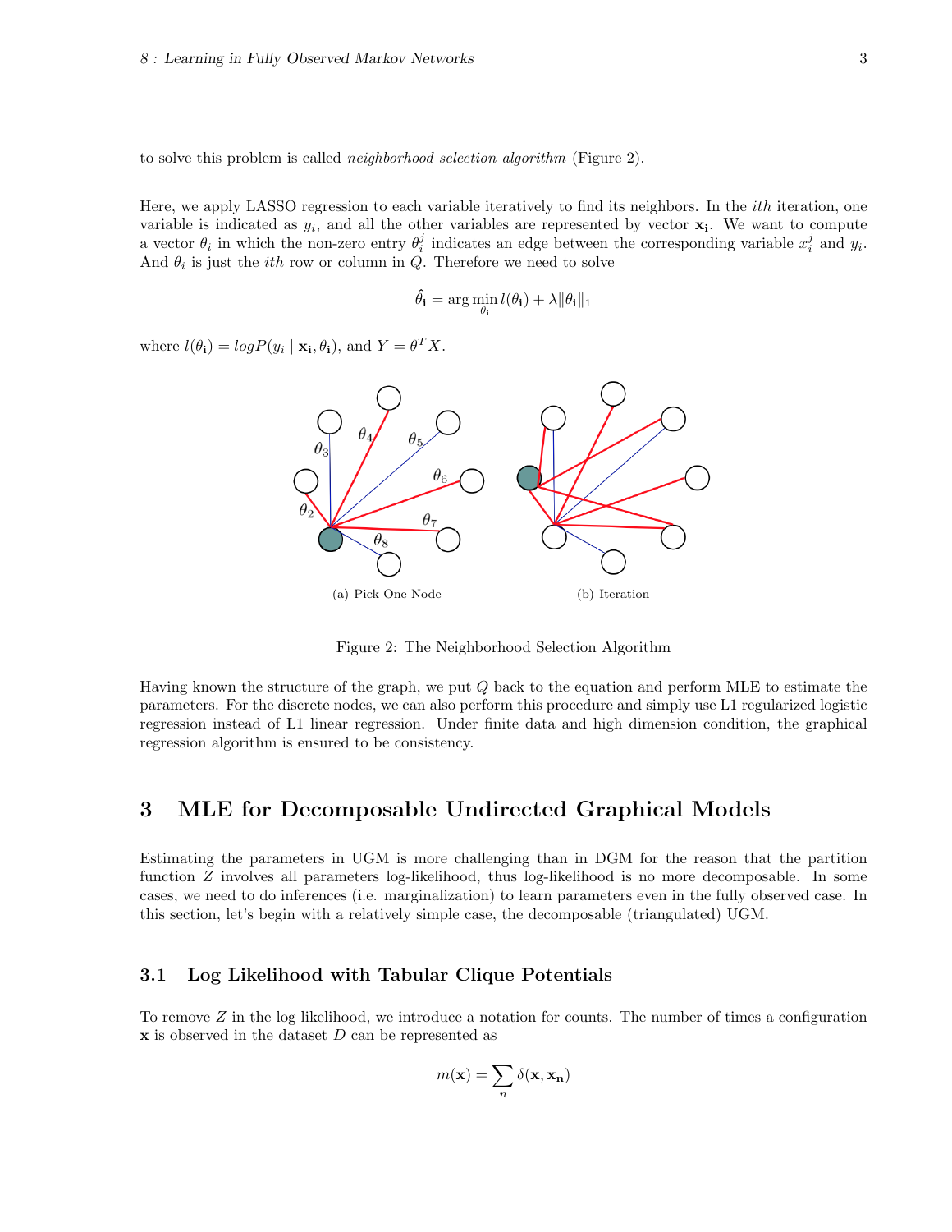to solve this problem is called *neighborhood selection algorithm* (Figure 2).

Here, we apply LASSO regression to each variable iteratively to find its neighbors. In the *ith* iteration, one variable is indicated as $y_i$, and all the other variables are represented by vector $\mathbf{x_i}$. We want to compute a vector $\theta_i$ in which the non-zero entry $\theta_i^j$ indicates an edge between the corresponding variable $x_i^j$ and $y_i$. And $\theta_i$ is just the *ith* row or column in $Q$. Therefore we need to solve

$$\hat{\theta}_{\mathbf{i}} = \arg\min_{\theta_{\mathbf{i}}} l(\theta_{\mathbf{i}}) + \lambda \|\theta_{\mathbf{i}}\|_1$$

where $l(\theta_{\mathbf{i}}) = logP(y_i \mid \mathbf{x_i}, \theta_{\mathbf{i}})$, and $Y = \theta^T X$.

(a) Pick One Node    (b) Iteration

Figure 2: The Neighborhood Selection Algorithm

Having known the structure of the graph, we put $Q$ back to the equation and perform MLE to estimate the parameters. For the discrete nodes, we can also perform this procedure and simply use L1 regularized logistic regression instead of L1 linear regression. Under finite data and high dimension condition, the graphical regression algorithm is ensured to be consistency.

## 3 MLE for Decomposable Undirected Graphical Models

Estimating the parameters in UGM is more challenging than in DGM for the reason that the partition function $Z$ involves all parameters log-likelihood, thus log-likelihood is no more decomposable. In some cases, we need to do inferences (i.e. marginalization) to learn parameters even in the fully observed case. In this section, let's begin with a relatively simple case, the decomposable (triangulated) UGM.

### 3.1 Log Likelihood with Tabular Clique Potentials

To remove $Z$ in the log likelihood, we introduce a notation for counts. The number of times a configuration $\mathbf{x}$ is observed in the dataset $D$ can be represented as

$$m(\mathbf{x}) = \sum_n \delta(\mathbf{x}, \mathbf{x_n})$$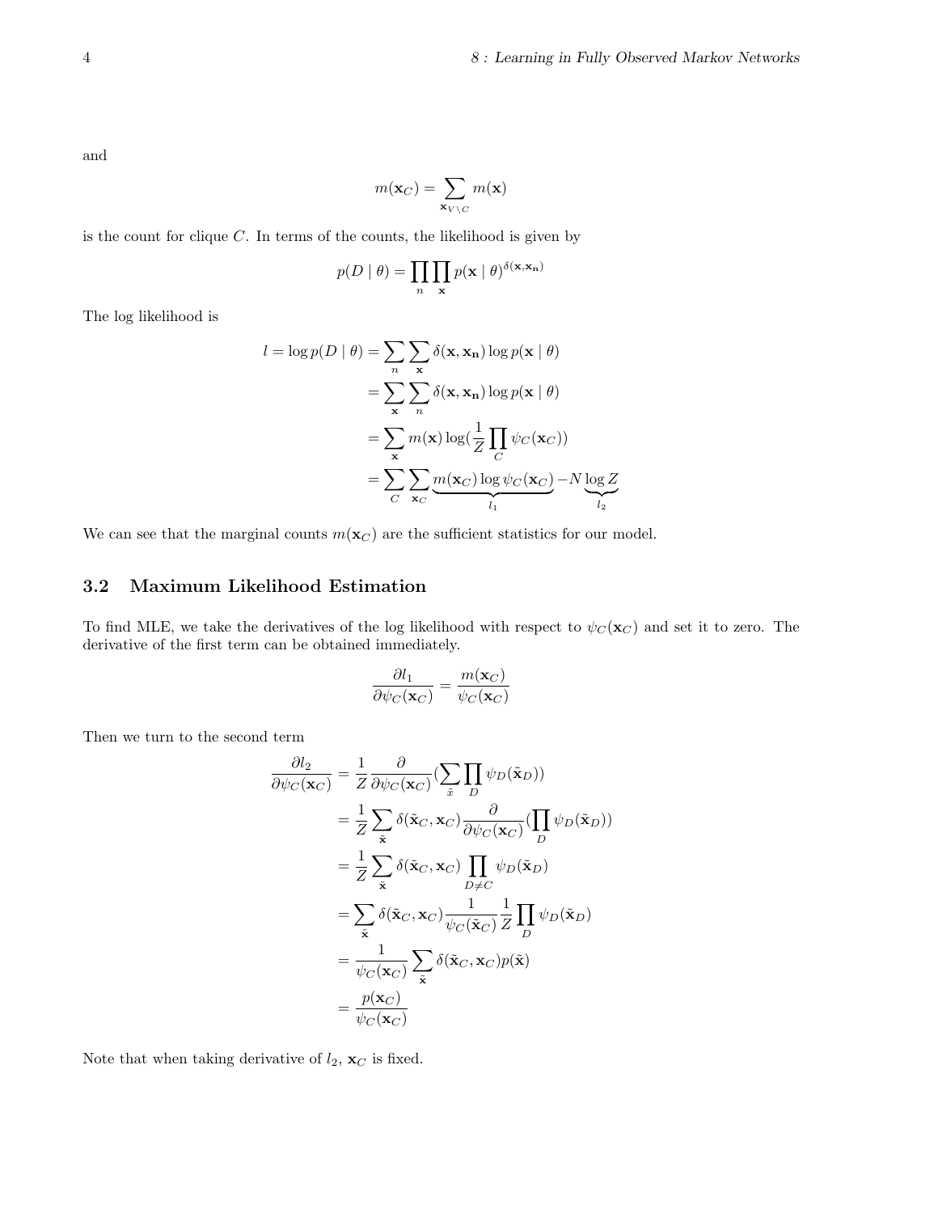and

$$m(\mathbf{x}_C) = \sum_{\mathbf{x}_{V \setminus C}} m(\mathbf{x})$$

is the count for clique $C$. In terms of the counts, the likelihood is given by

$$p(D \mid \theta) = \prod_n \prod_{\mathbf{x}} p(\mathbf{x} \mid \theta)^{\delta(\mathbf{x}, \mathbf{x_n})}$$

The log likelihood is

$$\begin{aligned}
l = \log p(D \mid \theta) &= \sum_n \sum_{\mathbf{x}} \delta(\mathbf{x}, \mathbf{x_n}) \log p(\mathbf{x} \mid \theta) \\
&= \sum_{\mathbf{x}} \sum_n \delta(\mathbf{x}, \mathbf{x_n}) \log p(\mathbf{x} \mid \theta) \\
&= \sum_{\mathbf{x}} m(\mathbf{x}) \log\left(\frac{1}{Z} \prod_C \psi_C(\mathbf{x}_C)\right) \\
&= \sum_C \sum_{\mathbf{x}_C} \underbrace{m(\mathbf{x}_C) \log \psi_C(\mathbf{x}_C)}_{l_1} - N \underbrace{\log Z}_{l_2}
\end{aligned}$$

We can see that the marginal counts $m(\mathbf{x}_C)$ are the sufficient statistics for our model.

### 3.2 Maximum Likelihood Estimation

To find MLE, we take the derivatives of the log likelihood with respect to $\psi_C(\mathbf{x}_C)$ and set it to zero. The derivative of the first term can be obtained immediately.

$$\frac{\partial l_1}{\partial \psi_C(\mathbf{x}_C)} = \frac{m(\mathbf{x}_C)}{\psi_C(\mathbf{x}_C)}$$

Then we turn to the second term

$$\begin{aligned}
\frac{\partial l_2}{\partial \psi_C(\mathbf{x}_C)} &= \frac{1}{Z} \frac{\partial}{\partial \psi_C(\mathbf{x}_C)} \left(\sum_{\tilde{x}} \prod_D \psi_D(\tilde{\mathbf{x}}_D)\right) \\
&= \frac{1}{Z} \sum_{\tilde{\mathbf{x}}} \delta(\tilde{\mathbf{x}}_C, \mathbf{x}_C) \frac{\partial}{\partial \psi_C(\mathbf{x}_C)} \left(\prod_D \psi_D(\tilde{\mathbf{x}}_D)\right) \\
&= \frac{1}{Z} \sum_{\tilde{\mathbf{x}}} \delta(\tilde{\mathbf{x}}_C, \mathbf{x}_C) \prod_{D \neq C} \psi_D(\tilde{\mathbf{x}}_D) \\
&= \sum_{\tilde{\mathbf{x}}} \delta(\tilde{\mathbf{x}}_C, \mathbf{x}_C) \frac{1}{\psi_C(\tilde{\mathbf{x}}_C)} \frac{1}{Z} \prod_D \psi_D(\tilde{\mathbf{x}}_D) \\
&= \frac{1}{\psi_C(\mathbf{x}_C)} \sum_{\tilde{\mathbf{x}}} \delta(\tilde{\mathbf{x}}_C, \mathbf{x}_C) p(\tilde{\mathbf{x}}) \\
&= \frac{p(\mathbf{x}_C)}{\psi_C(\mathbf{x}_C)}
\end{aligned}$$

Note that when taking derivative of $l_2$, $\mathbf{x}_C$ is fixed.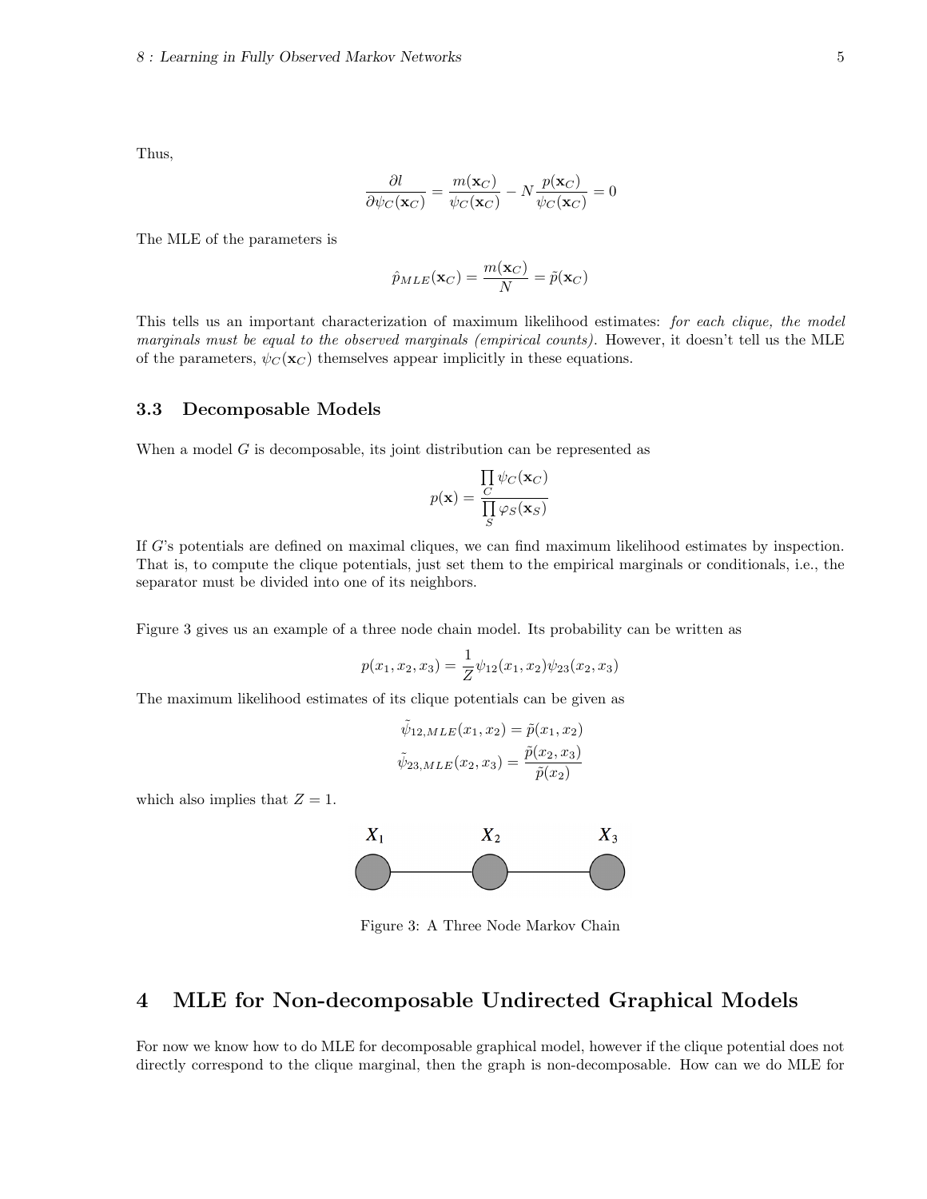Thus,

$$\frac{\partial l}{\partial \psi_C(\mathbf{x}_C)} = \frac{m(\mathbf{x}_C)}{\psi_C(\mathbf{x}_C)} - N\frac{p(\mathbf{x}_C)}{\psi_C(\mathbf{x}_C)} = 0$$

The MLE of the parameters is

$$\hat{p}_{MLE}(\mathbf{x}_C) = \frac{m(\mathbf{x}_C)}{N} = \tilde{p}(\mathbf{x}_C)$$

This tells us an important characterization of maximum likelihood estimates: *for each clique, the model marginals must be equal to the observed marginals (empirical counts)*. However, it doesn't tell us the MLE of the parameters, $\psi_C(\mathbf{x}_C)$ themselves appear implicitly in these equations.

### 3.3 Decomposable Models

When a model $G$ is decomposable, its joint distribution can be represented as

$$p(\mathbf{x}) = \frac{\prod_C \psi_C(\mathbf{x}_C)}{\prod_S \varphi_S(\mathbf{x}_S)}$$

If $G$'s potentials are defined on maximal cliques, we can find maximum likelihood estimates by inspection. That is, to compute the clique potentials, just set them to the empirical marginals or conditionals, i.e., the separator must be divided into one of its neighbors.

Figure 3 gives us an example of a three node chain model. Its probability can be written as

$$p(x_1, x_2, x_3) = \frac{1}{Z}\psi_{12}(x_1, x_2)\psi_{23}(x_2, x_3)$$

The maximum likelihood estimates of its clique potentials can be given as

$$\tilde{\psi}_{12,MLE}(x_1, x_2) = \tilde{p}(x_1, x_2)$$
$$\tilde{\psi}_{23,MLE}(x_2, x_3) = \frac{\tilde{p}(x_2, x_3)}{\tilde{p}(x_2)}$$

which also implies that $Z = 1$.

Figure 3: A Three Node Markov Chain

## 4 MLE for Non-decomposable Undirected Graphical Models

For now we know how to do MLE for decomposable graphical model, however if the clique potential does not directly correspond to the clique marginal, then the graph is non-decomposable. How can we do MLE for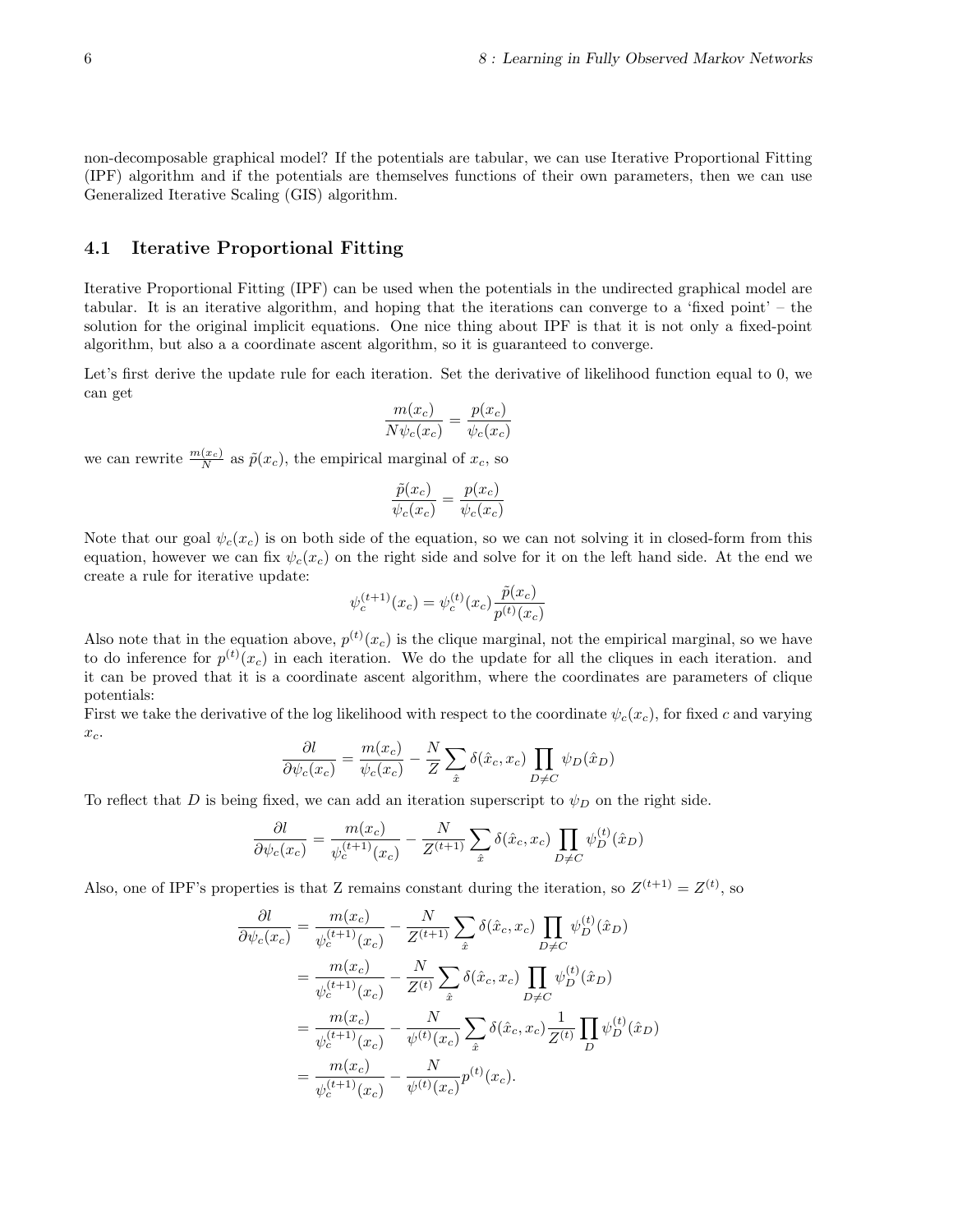non-decomposable graphical model? If the potentials are tabular, we can use Iterative Proportional Fitting (IPF) algorithm and if the potentials are themselves functions of their own parameters, then we can use Generalized Iterative Scaling (GIS) algorithm.

## 4.1 Iterative Proportional Fitting

Iterative Proportional Fitting (IPF) can be used when the potentials in the undirected graphical model are tabular. It is an iterative algorithm, and hoping that the iterations can converge to a 'fixed point' – the solution for the original implicit equations. One nice thing about IPF is that it is not only a fixed-point algorithm, but also a a coordinate ascent algorithm, so it is guaranteed to converge.

Let's first derive the update rule for each iteration. Set the derivative of likelihood function equal to 0, we can get

$$\frac{m(x_c)}{N\psi_c(x_c)} = \frac{p(x_c)}{\psi_c(x_c)}$$

we can rewrite $\frac{m(x_c)}{N}$ as $\tilde{p}(x_c)$, the empirical marginal of $x_c$, so

$$\frac{\tilde{p}(x_c)}{\psi_c(x_c)} = \frac{p(x_c)}{\psi_c(x_c)}$$

Note that our goal $\psi_c(x_c)$ is on both side of the equation, so we can not solving it in closed-form from this equation, however we can fix $\psi_c(x_c)$ on the right side and solve for it on the left hand side. At the end we create a rule for iterative update:

$$\psi_c^{(t+1)}(x_c) = \psi_c^{(t)}(x_c)\frac{\tilde{p}(x_c)}{p^{(t)}(x_c)}$$

Also note that in the equation above, $p^{(t)}(x_c)$ is the clique marginal, not the empirical marginal, so we have to do inference for $p^{(t)}(x_c)$ in each iteration. We do the update for all the cliques in each iteration. and it can be proved that it is a coordinate ascent algorithm, where the coordinates are parameters of clique potentials:

First we take the derivative of the log likelihood with respect to the coordinate $\psi_c(x_c)$, for fixed $c$ and varying $x_c$.

$$\frac{\partial l}{\partial \psi_c(x_c)} = \frac{m(x_c)}{\psi_c(x_c)} - \frac{N}{Z}\sum_{\hat{x}} \delta(\hat{x}_c, x_c)\prod_{D \neq C} \psi_D(\hat{x}_D)$$

To reflect that $D$ is being fixed, we can add an iteration superscript to $\psi_D$ on the right side.

$$\frac{\partial l}{\partial \psi_c(x_c)} = \frac{m(x_c)}{\psi_c^{(t+1)}(x_c)} - \frac{N}{Z^{(t+1)}}\sum_{\hat{x}} \delta(\hat{x}_c, x_c)\prod_{D \neq C} \psi_D^{(t)}(\hat{x}_D)$$

Also, one of IPF's properties is that Z remains constant during the iteration, so $Z^{(t+1)} = Z^{(t)}$, so

$$\begin{aligned}
\frac{\partial l}{\partial \psi_c(x_c)} &= \frac{m(x_c)}{\psi_c^{(t+1)}(x_c)} - \frac{N}{Z^{(t+1)}}\sum_{\hat{x}} \delta(\hat{x}_c, x_c)\prod_{D \neq C} \psi_D^{(t)}(\hat{x}_D) \\
&= \frac{m(x_c)}{\psi_c^{(t+1)}(x_c)} - \frac{N}{Z^{(t)}}\sum_{\hat{x}} \delta(\hat{x}_c, x_c)\prod_{D \neq C} \psi_D^{(t)}(\hat{x}_D) \\
&= \frac{m(x_c)}{\psi_c^{(t+1)}(x_c)} - \frac{N}{\psi^{(t)}(x_c)}\sum_{\hat{x}} \delta(\hat{x}_c, x_c)\frac{1}{Z^{(t)}}\prod_{D} \psi_D^{(t)}(\hat{x}_D) \\
&= \frac{m(x_c)}{\psi_c^{(t+1)}(x_c)} - \frac{N}{\psi^{(t)}(x_c)} p^{(t)}(x_c).
\end{aligned}$$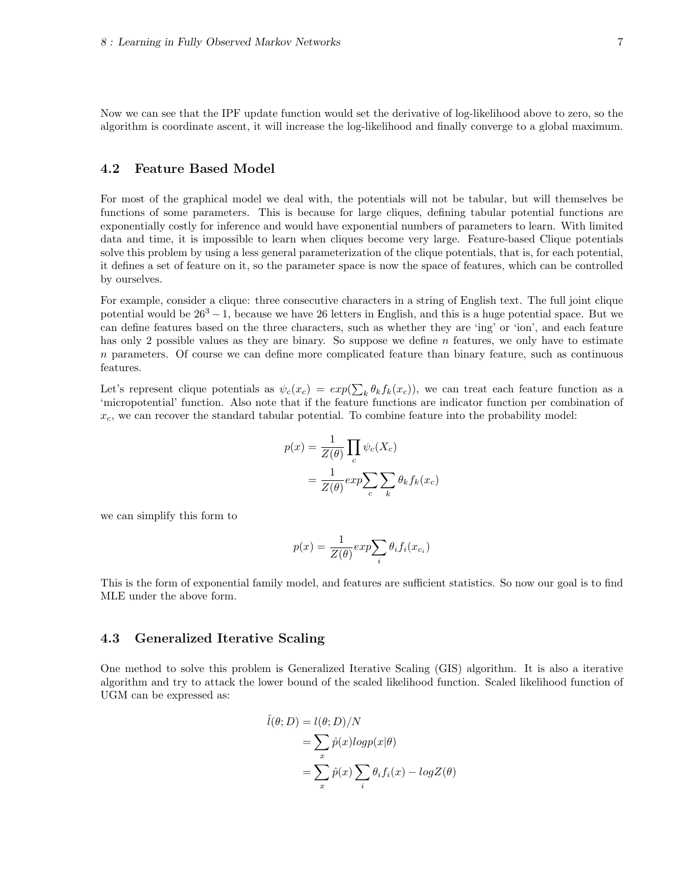Now we can see that the IPF update function would set the derivative of log-likelihood above to zero, so the algorithm is coordinate ascent, it will increase the log-likelihood and finally converge to a global maximum.

### 4.2 Feature Based Model

For most of the graphical model we deal with, the potentials will not be tabular, but will themselves be functions of some parameters. This is because for large cliques, defining tabular potential functions are exponentially costly for inference and would have exponential numbers of parameters to learn. With limited data and time, it is impossible to learn when cliques become very large. Feature-based Clique potentials solve this problem by using a less general parameterization of the clique potentials, that is, for each potential, it defines a set of feature on it, so the parameter space is now the space of features, which can be controlled by ourselves.

For example, consider a clique: three consecutive characters in a string of English text. The full joint clique potential would be $26^3 - 1$, because we have 26 letters in English, and this is a huge potential space. But we can define features based on the three characters, such as whether they are 'ing' or 'ion', and each feature has only 2 possible values as they are binary. So suppose we define $n$ features, we only have to estimate $n$ parameters. Of course we can define more complicated feature than binary feature, such as continuous features.

Let's represent clique potentials as $\psi_c(x_c) = exp(\sum_k \theta_k f_k(x_c))$, we can treat each feature function as a 'micropotential' function. Also note that if the feature functions are indicator function per combination of $x_c$, we can recover the standard tabular potential. To combine feature into the probability model:

$$
\begin{aligned}
p(x) &= \frac{1}{Z(\theta)} \prod_c \psi_c(X_c) \\
&= \frac{1}{Z(\theta)} exp \sum_c \sum_k \theta_k f_k(x_c)
\end{aligned}
$$

we can simplify this form to

$$
p(x) = \frac{1}{Z(\theta)} exp \sum_i \theta_i f_i(x_{c_i})
$$

This is the form of exponential family model, and features are sufficient statistics. So now our goal is to find MLE under the above form.

### 4.3 Generalized Iterative Scaling

One method to solve this problem is Generalized Iterative Scaling (GIS) algorithm. It is also a iterative algorithm and try to attack the lower bound of the scaled likelihood function. Scaled likelihood function of UGM can be expressed as:

$$
\begin{aligned}
\hat{l}(\theta; D) &= l(\theta; D)/N \\
&= \sum_x \hat{p}(x) log p(x|\theta) \\
&= \sum_x \hat{p}(x) \sum_i \theta_i f_i(x) - log Z(\theta)
\end{aligned}
$$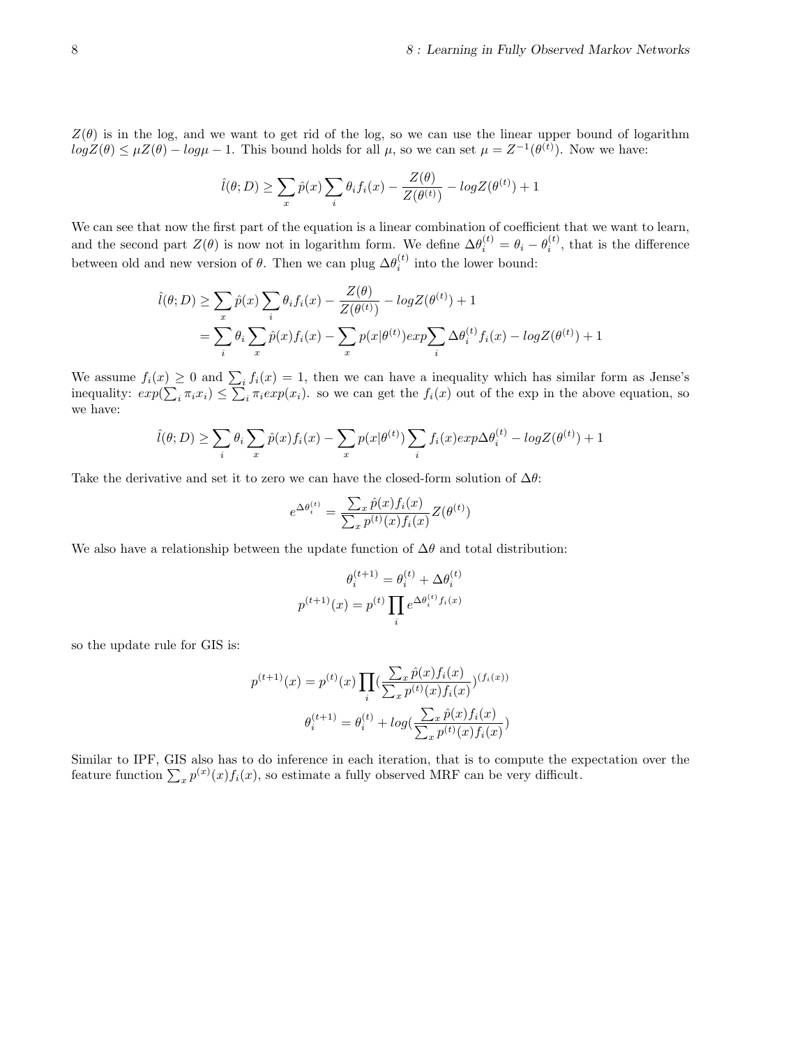$Z(\theta)$ is in the log, and we want to get rid of the log, so we can use the linear upper bound of logarithm $logZ(\theta) \leq \mu Z(\theta) - log\mu - 1$. This bound holds for all $\mu$, so we can set $\mu = Z^{-1}(\theta^{(t)})$. Now we have:

$$\hat{l}(\theta; D) \geq \sum_x \hat{p}(x) \sum_i \theta_i f_i(x) - \frac{Z(\theta)}{Z(\theta^{(t)})} - logZ(\theta^{(t)}) + 1$$

We can see that now the first part of the equation is a linear combination of coefficient that we want to learn, and the second part $Z(\theta)$ is now not in logarithm form. We define $\Delta\theta_i^{(t)} = \theta_i - \theta_i^{(t)}$, that is the difference between old and new version of $\theta$. Then we can plug $\Delta\theta_i^{(t)}$ into the lower bound:

$$\begin{aligned}
\hat{l}(\theta; D) &\geq \sum_x \hat{p}(x) \sum_i \theta_i f_i(x) - \frac{Z(\theta)}{Z(\theta^{(t)})} - logZ(\theta^{(t)}) + 1 \\
&= \sum_i \theta_i \sum_x \hat{p}(x) f_i(x) - \sum_x p(x|\theta^{(t)}) exp \sum_i \Delta\theta_i^{(t)} f_i(x) - logZ(\theta^{(t)}) + 1
\end{aligned}$$

We assume $f_i(x) \geq 0$ and $\sum_i f_i(x) = 1$, then we can have a inequality which has similar form as Jense's inequality: $exp(\sum_i \pi_i x_i) \leq \sum_i \pi_i exp(x_i)$. so we can get the $f_i(x)$ out of the exp in the above equation, so we have:

$$\hat{l}(\theta; D) \geq \sum_i \theta_i \sum_x \hat{p}(x) f_i(x) - \sum_x p(x|\theta^{(t)}) \sum_i f_i(x) exp \Delta\theta_i^{(t)} - logZ(\theta^{(t)}) + 1$$

Take the derivative and set it to zero we can have the closed-form solution of $\Delta\theta$:

$$e^{\Delta\theta_i^{(t)}} = \frac{\sum_x \hat{p}(x) f_i(x)}{\sum_x p^{(t)}(x) f_i(x)} Z(\theta^{(t)})$$

We also have a relationship between the update function of $\Delta\theta$ and total distribution:

$$\begin{aligned}
\theta_i^{(t+1)} &= \theta_i^{(t)} + \Delta\theta_i^{(t)} \\
p^{(t+1)}(x) &= p^{(t)} \prod_i e^{\Delta\theta_i^{(t)} f_i(x)}
\end{aligned}$$

so the update rule for GIS is:

$$\begin{aligned}
p^{(t+1)}(x) &= p^{(t)}(x) \prod_i \left(\frac{\sum_x \hat{p}(x) f_i(x)}{\sum_x p^{(t)}(x) f_i(x)}\right)^{(f_i(x))} \\
\theta_i^{(t+1)} &= \theta_i^{(t)} + log\left(\frac{\sum_x \hat{p}(x) f_i(x)}{\sum_x p^{(t)}(x) f_i(x)}\right)
\end{aligned}$$

Similar to IPF, GIS also has to do inference in each iteration, that is to compute the expectation over the feature function $\sum_x p^{(x)}(x) f_i(x)$, so estimate a fully observed MRF can be very difficult.